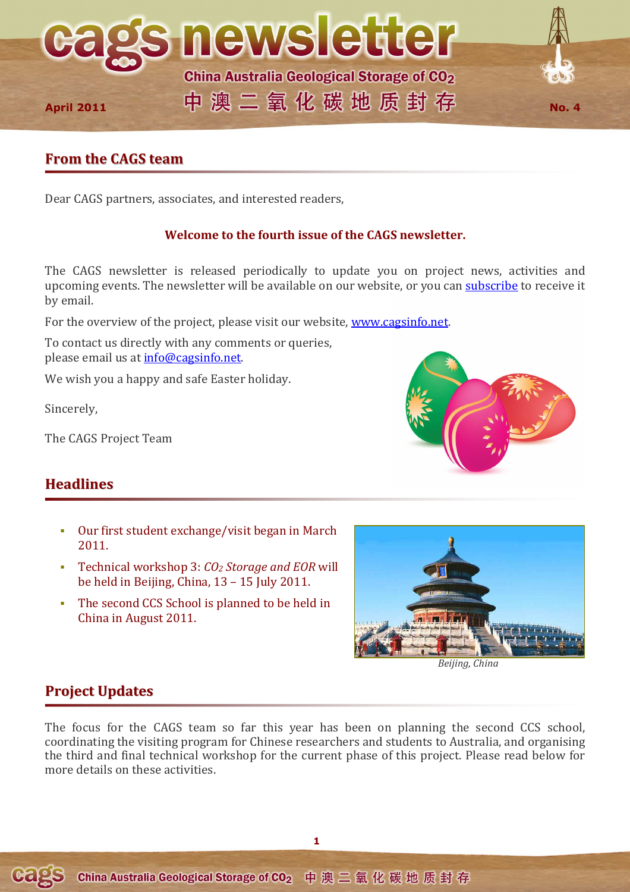# cags newsletter

China Australia Geological Storage of $CO_2$

中澳二氧化碳地质封存

April 2011 — No. 4

## From the CAGS team

Dear CAGS partners, associates, and interested readers,

**Welcome to the fourth issue of the CAGS newsletter.**

The CAGS newsletter is released periodically to update you on project news, activities and upcoming events. The newsletter will be available on our website, or you can subscribe to receive it by email.

For the overview of the project, please visit our website, www.cagsinfo.net.

To contact us directly with any comments or queries, please email us at info@cagsinfo.net.

We wish you a happy and safe Easter holiday.

Sincerely,

The CAGS Project Team

## Headlines

- Our first student exchange/visit began in March 2011.
- Technical workshop 3: *$CO_2$ Storage and EOR* will be held in Beijing, China, 13 – 15 July 2011.
- The second CCS School is planned to be held in China in August 2011.

*Beijing, China*

## Project Updates

The focus for the CAGS team so far this year has been on planning the second CCS school, coordinating the visiting program for Chinese researchers and students to Australia, and organising the third and final technical workshop for the current phase of this project. Please read below for more details on these activities.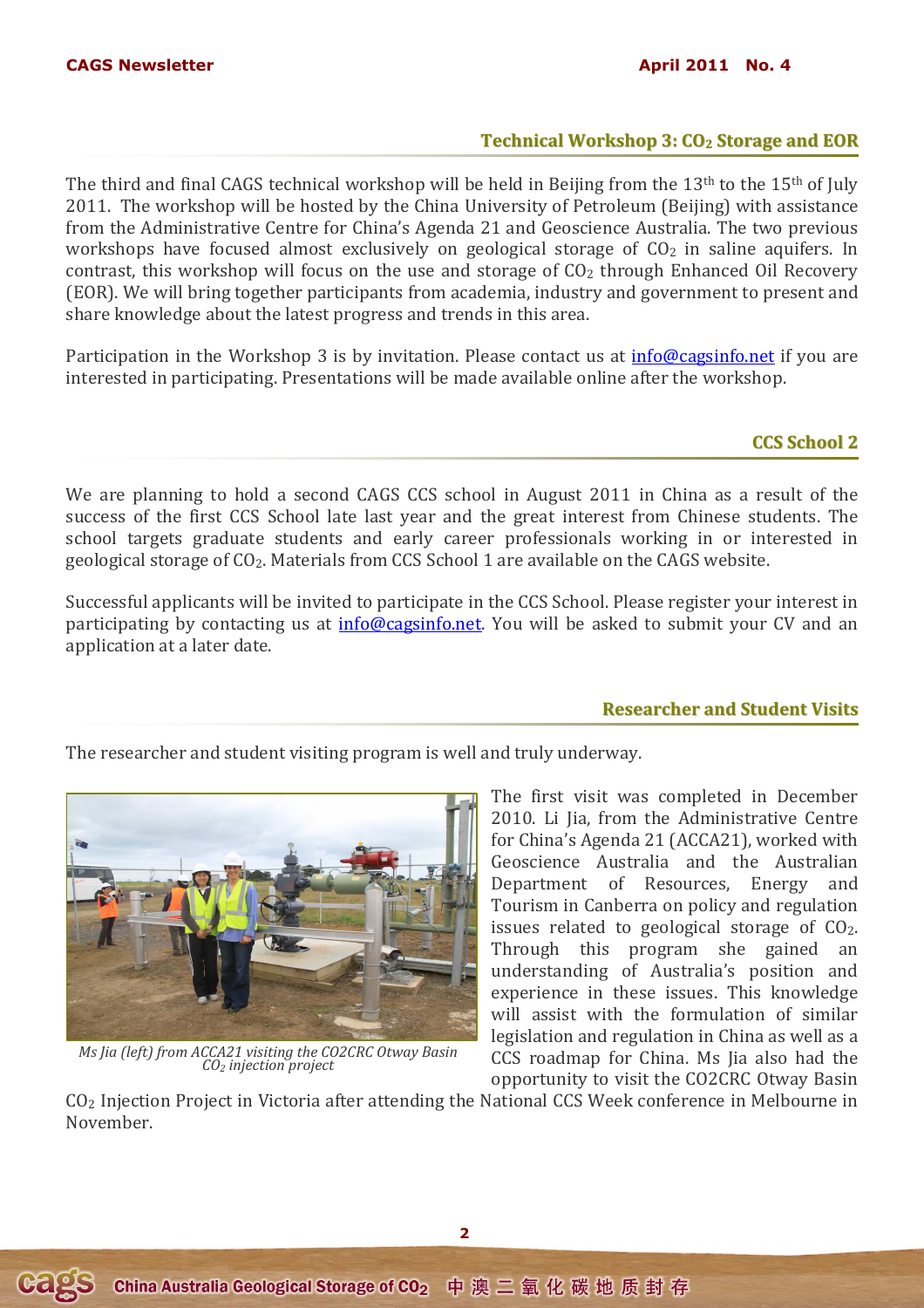## Technical Workshop 3: $CO_2$ Storage and EOR

The third and final CAGS technical workshop will be held in Beijing from the 13th to the 15th of July 2011. The workshop will be hosted by the China University of Petroleum (Beijing) with assistance from the Administrative Centre for China's Agenda 21 and Geoscience Australia. The two previous workshops have focused almost exclusively on geological storage of $CO_2$ in saline aquifers. In contrast, this workshop will focus on the use and storage of $CO_2$ through Enhanced Oil Recovery (EOR). We will bring together participants from academia, industry and government to present and share knowledge about the latest progress and trends in this area.

Participation in the Workshop 3 is by invitation. Please contact us at info@cagsinfo.net if you are interested in participating. Presentations will be made available online after the workshop.

## CCS School 2

We are planning to hold a second CAGS CCS school in August 2011 in China as a result of the success of the first CCS School late last year and the great interest from Chinese students. The school targets graduate students and early career professionals working in or interested in geological storage of $CO_2$. Materials from CCS School 1 are available on the CAGS website.

Successful applicants will be invited to participate in the CCS School. Please register your interest in participating by contacting us at info@cagsinfo.net. You will be asked to submit your CV and an application at a later date.

## Researcher and Student Visits

The researcher and student visiting program is well and truly underway.

*Ms Jia (left) from ACCA21 visiting the CO2CRC Otway Basin $CO_2$ injection project*

The first visit was completed in December 2010. Li Jia, from the Administrative Centre for China's Agenda 21 (ACCA21), worked with Geoscience Australia and the Australian Department of Resources, Energy and Tourism in Canberra on policy and regulation issues related to geological storage of $CO_2$. Through this program she gained an understanding of Australia's position and experience in these issues. This knowledge will assist with the formulation of similar legislation and regulation in China as well as a CCS roadmap for China. Ms Jia also had the opportunity to visit the CO2CRC Otway Basin $CO_2$ Injection Project in Victoria after attending the National CCS Week conference in Melbourne in November.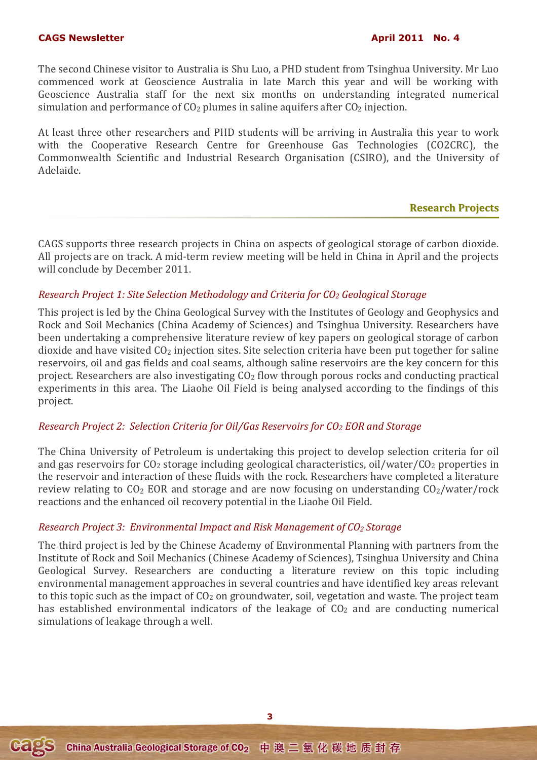The second Chinese visitor to Australia is Shu Luo, a PHD student from Tsinghua University. Mr Luo commenced work at Geoscience Australia in late March this year and will be working with Geoscience Australia staff for the next six months on understanding integrated numerical simulation and performance of $CO_2$ plumes in saline aquifers after $CO_2$ injection.

At least three other researchers and PHD students will be arriving in Australia this year to work with the Cooperative Research Centre for Greenhouse Gas Technologies (CO2CRC), the Commonwealth Scientific and Industrial Research Organisation (CSIRO), and the University of Adelaide.

## Research Projects

CAGS supports three research projects in China on aspects of geological storage of carbon dioxide. All projects are on track. A mid-term review meeting will be held in China in April and the projects will conclude by December 2011.

### *Research Project 1: Site Selection Methodology and Criteria for $CO_2$ Geological Storage*

This project is led by the China Geological Survey with the Institutes of Geology and Geophysics and Rock and Soil Mechanics (China Academy of Sciences) and Tsinghua University. Researchers have been undertaking a comprehensive literature review of key papers on geological storage of carbon dioxide and have visited $CO_2$ injection sites. Site selection criteria have been put together for saline reservoirs, oil and gas fields and coal seams, although saline reservoirs are the key concern for this project. Researchers are also investigating $CO_2$ flow through porous rocks and conducting practical experiments in this area. The Liaohe Oil Field is being analysed according to the findings of this project.

### *Research Project 2: Selection Criteria for Oil/Gas Reservoirs for $CO_2$ EOR and Storage*

The China University of Petroleum is undertaking this project to develop selection criteria for oil and gas reservoirs for $CO_2$ storage including geological characteristics, oil/water/$CO_2$ properties in the reservoir and interaction of these fluids with the rock. Researchers have completed a literature review relating to $CO_2$ EOR and storage and are now focusing on understanding $CO_2$/water/rock reactions and the enhanced oil recovery potential in the Liaohe Oil Field.

### *Research Project 3: Environmental Impact and Risk Management of $CO_2$ Storage*

The third project is led by the Chinese Academy of Environmental Planning with partners from the Institute of Rock and Soil Mechanics (Chinese Academy of Sciences), Tsinghua University and China Geological Survey. Researchers are conducting a literature review on this topic including environmental management approaches in several countries and have identified key areas relevant to this topic such as the impact of $CO_2$ on groundwater, soil, vegetation and waste. The project team has established environmental indicators of the leakage of $CO_2$ and are conducting numerical simulations of leakage through a well.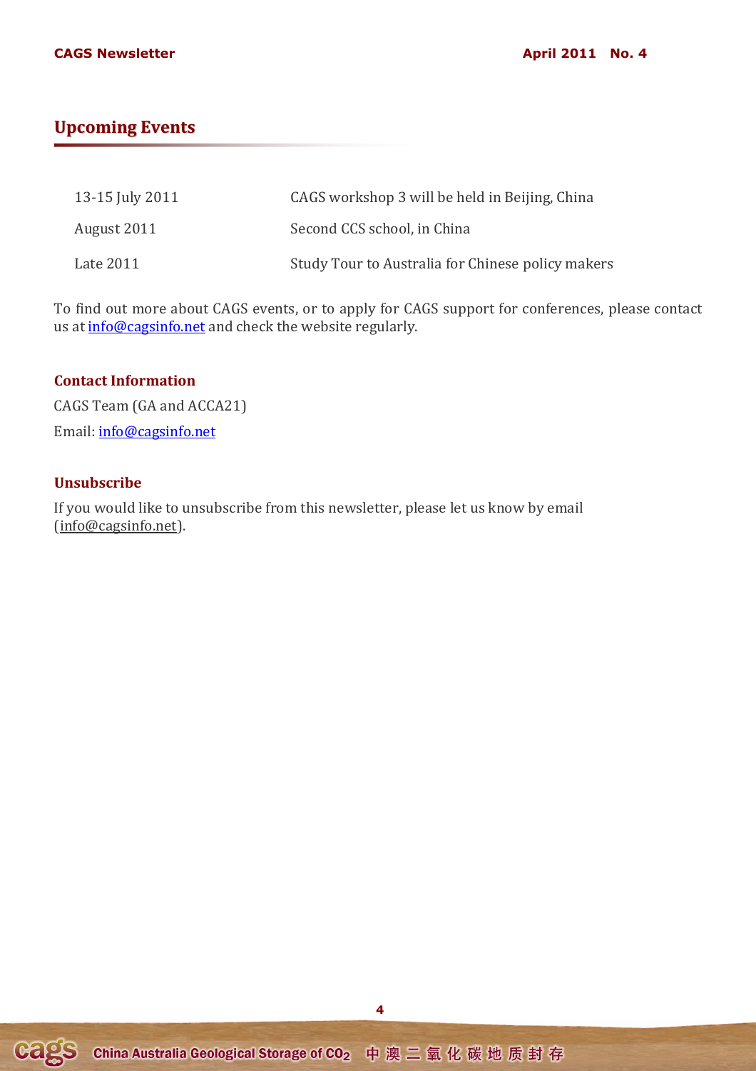## Upcoming Events

| | |
|---|---|
| 13-15 July 2011 | CAGS workshop 3 will be held in Beijing, China |
| August 2011 | Second CCS school, in China |
| Late 2011 | Study Tour to Australia for Chinese policy makers |

To find out more about CAGS events, or to apply for CAGS support for conferences, please contact us at info@cagsinfo.net and check the website regularly.

### Contact Information

CAGS Team (GA and ACCA21)

Email: info@cagsinfo.net

### Unsubscribe

If you would like to unsubscribe from this newsletter, please let us know by email (info@cagsinfo.net).